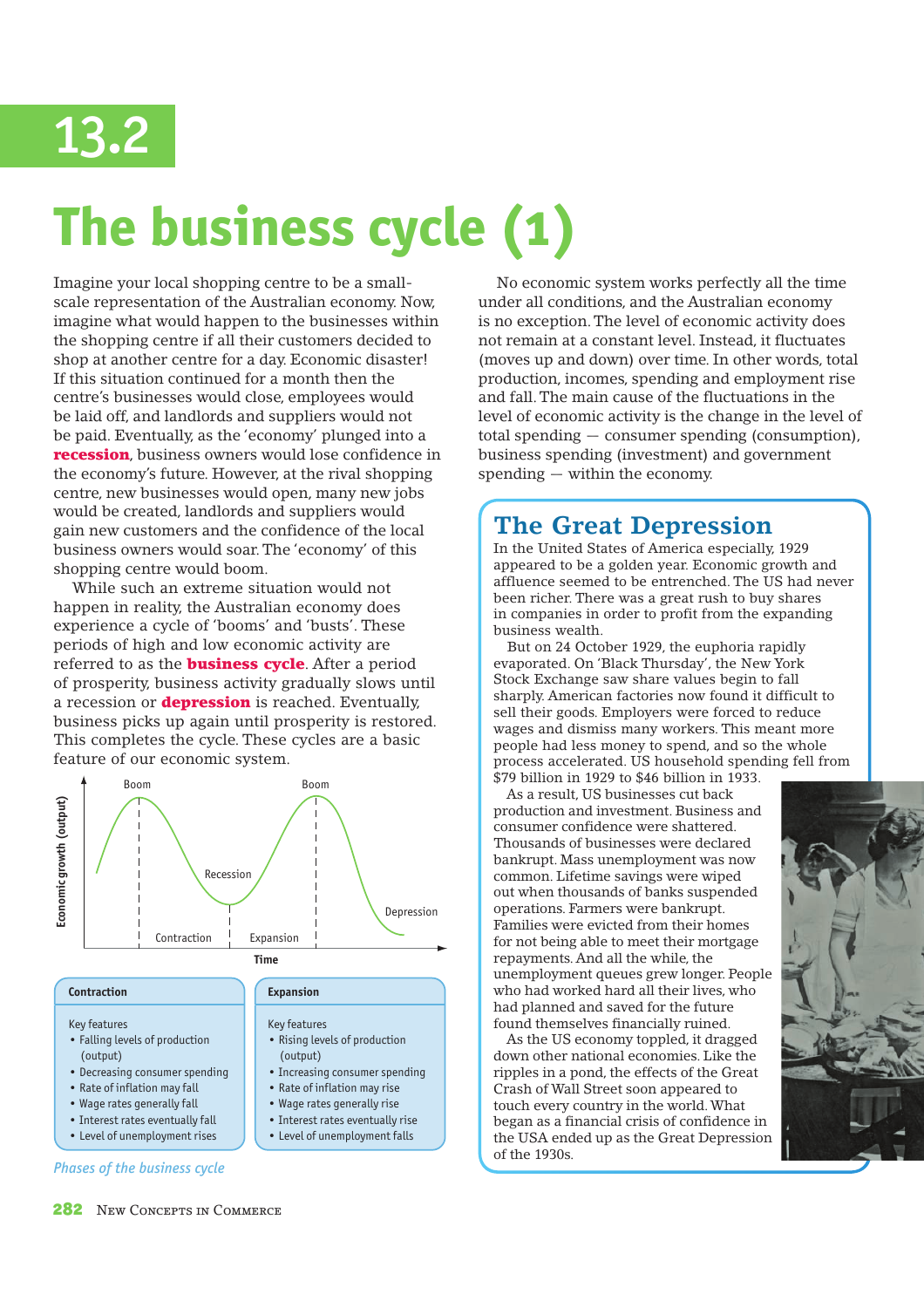# 13.2

# The business cycle (1)

Imagine your local shopping centre to be a small-scale representation of the Australian economy. Now, imagine what would happen to the businesses within the shopping centre if all their customers decided to shop at another centre for a day. Economic disaster! If this situation continued for a month then the centre's businesses would close, employees would be laid off, and landlords and suppliers would not be paid. Eventually, as the 'economy' plunged into a **recession**, business owners would lose confidence in the economy's future. However, at the rival shopping centre, new businesses would open, many new jobs would be created, landlords and suppliers would gain new customers and the confidence of the local business owners would soar. The 'economy' of this shopping centre would boom.

While such an extreme situation would not happen in reality, the Australian economy does experience a cycle of 'booms' and 'busts'. These periods of high and low economic activity are referred to as the **business cycle**. After a period of prosperity, business activity gradually slows until a recession or **depression** is reached. Eventually, business picks up again until prosperity is restored. This completes the cycle. These cycles are a basic feature of our economic system.

Boom — Recession — Boom — Depression

Contraction — Expansion

Economic growth (output) / Time

| Contraction | Expansion |
|---|---|
| Key features | Key features |
| • Falling levels of production (output) | • Rising levels of production (output) |
| • Decreasing consumer spending | • Increasing consumer spending |
| • Rate of inflation may fall | • Rate of inflation may rise |
| • Wage rates generally fall | • Wage rates generally rise |
| • Interest rates eventually fall | • Interest rates eventually rise |
| • Level of unemployment rises | • Level of unemployment falls |

*Phases of the business cycle*

No economic system works perfectly all the time under all conditions, and the Australian economy is no exception. The level of economic activity does not remain at a constant level. Instead, it fluctuates (moves up and down) over time. In other words, total production, incomes, spending and employment rise and fall. The main cause of the fluctuations in the level of economic activity is the change in the level of total spending — consumer spending (consumption), business spending (investment) and government spending — within the economy.

## The Great Depression

In the United States of America especially, 1929 appeared to be a golden year. Economic growth and affluence seemed to be entrenched. The US had never been richer. There was a great rush to buy shares in companies in order to profit from the expanding business wealth.

But on 24 October 1929, the euphoria rapidly evaporated. On 'Black Thursday', the New York Stock Exchange saw share values begin to fall sharply. American factories now found it difficult to sell their goods. Employers were forced to reduce wages and dismiss many workers. This meant more people had less money to spend, and so the whole process accelerated. US household spending fell from $79 billion in 1929 to $46 billion in 1933.

As a result, US businesses cut back production and investment. Business and consumer confidence were shattered. Thousands of businesses were declared bankrupt. Mass unemployment was now common. Lifetime savings were wiped out when thousands of banks suspended operations. Farmers were bankrupt. Families were evicted from their homes for not being able to meet their mortgage repayments. And all the while, the unemployment queues grew longer. People who had worked hard all their lives, who had planned and saved for the future found themselves financially ruined.

As the US economy toppled, it dragged down other national economies. Like the ripples in a pond, the effects of the Great Crash of Wall Street soon appeared to touch every country in the world. What began as a financial crisis of confidence in the USA ended up as the Great Depression of the 1930s.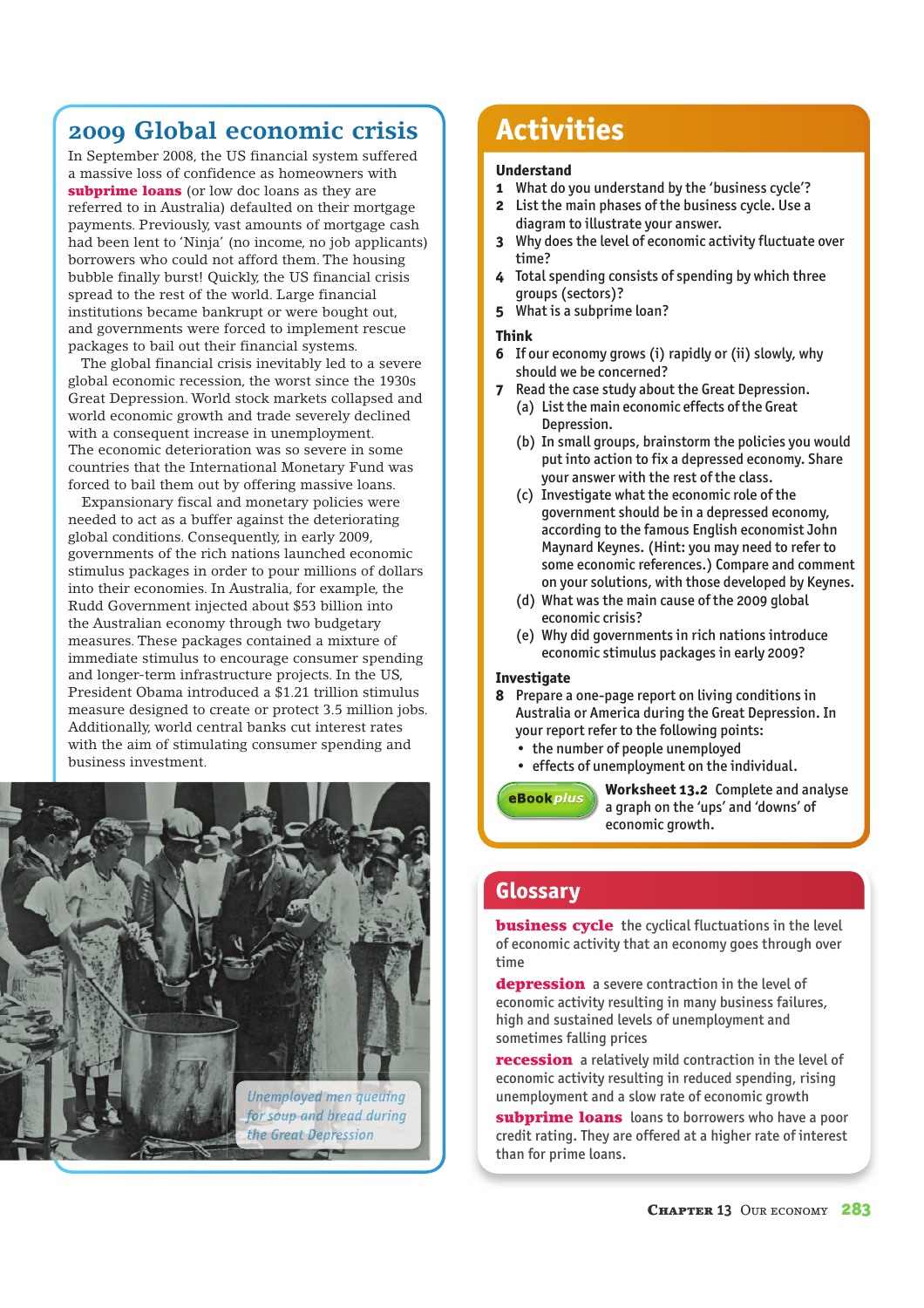## 2009 Global economic crisis

In September 2008, the US financial system suffered a massive loss of confidence as homeowners with **subprime loans** (or low doc loans as they are referred to in Australia) defaulted on their mortgage payments. Previously, vast amounts of mortgage cash had been lent to 'Ninja' (no income, no job applicants) borrowers who could not afford them. The housing bubble finally burst! Quickly, the US financial crisis spread to the rest of the world. Large financial institutions became bankrupt or were bought out, and governments were forced to implement rescue packages to bail out their financial systems.

The global financial crisis inevitably led to a severe global economic recession, the worst since the 1930s Great Depression. World stock markets collapsed and world economic growth and trade severely declined with a consequent increase in unemployment. The economic deterioration was so severe in some countries that the International Monetary Fund was forced to bail them out by offering massive loans.

Expansionary fiscal and monetary policies were needed to act as a buffer against the deteriorating global conditions. Consequently, in early 2009, governments of the rich nations launched economic stimulus packages in order to pour millions of dollars into their economies. In Australia, for example, the Rudd Government injected about $53 billion into the Australian economy through two budgetary measures. These packages contained a mixture of immediate stimulus to encourage consumer spending and longer-term infrastructure projects. In the US, President Obama introduced a $1.21 trillion stimulus measure designed to create or protect 3.5 million jobs. Additionally, world central banks cut interest rates with the aim of stimulating consumer spending and business investment.

*Unemployed men queuing for soup and bread during the Great Depression*

## Activities

### Understand

1. What do you understand by the 'business cycle'?
2. List the main phases of the business cycle. Use a diagram to illustrate your answer.
3. Why does the level of economic activity fluctuate over time?
4. Total spending consists of spending by which three groups (sectors)?
5. What is a subprime loan?

### Think

6. If our economy grows (i) rapidly or (ii) slowly, why should we be concerned?
7. Read the case study about the Great Depression.
   (a) List the main economic effects of the Great Depression.
   (b) In small groups, brainstorm the policies you would put into action to fix a depressed economy. Share your answer with the rest of the class.
   (c) Investigate what the economic role of the government should be in a depressed economy, according to the famous English economist John Maynard Keynes. (Hint: you may need to refer to some economic references.) Compare and comment on your solutions, with those developed by Keynes.
   (d) What was the main cause of the 2009 global economic crisis?
   (e) Why did governments in rich nations introduce economic stimulus packages in early 2009?

### Investigate

8. Prepare a one-page report on living conditions in Australia or America during the Great Depression. In your report refer to the following points:
   - the number of people unemployed
   - effects of unemployment on the individual.

eBook*plus* **Worksheet 13.2** Complete and analyse a graph on the 'ups' and 'downs' of economic growth.

## Glossary

**business cycle** the cyclical fluctuations in the level of economic activity that an economy goes through over time

**depression** a severe contraction in the level of economic activity resulting in many business failures, high and sustained levels of unemployment and sometimes falling prices

**recession** a relatively mild contraction in the level of economic activity resulting in reduced spending, rising unemployment and a slow rate of economic growth

**subprime loans** loans to borrowers who have a poor credit rating. They are offered at a higher rate of interest than for prime loans.